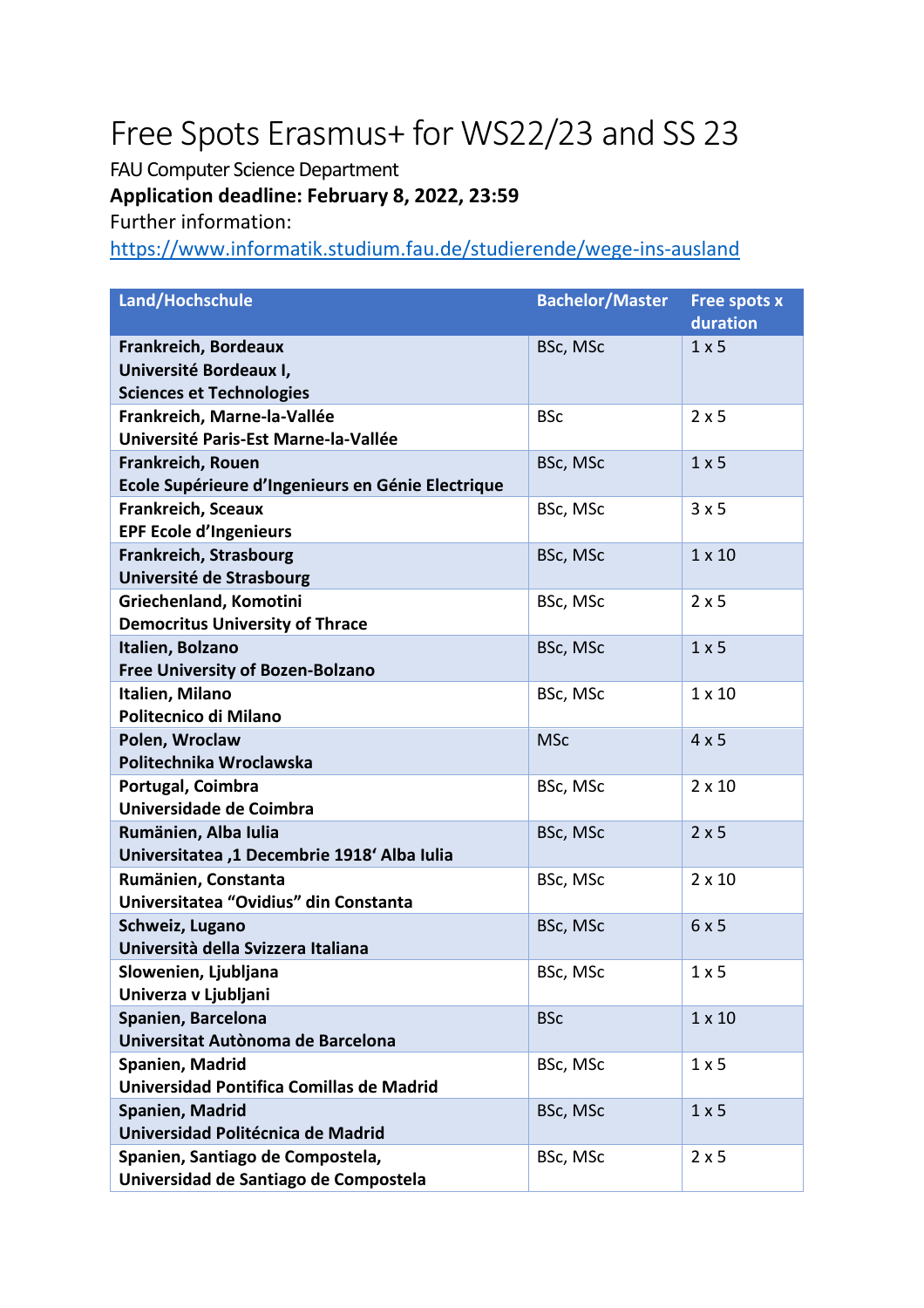# Free Spots Erasmus+ for WS22/23 and SS 23

FAU Computer Science Department

**Application deadline: February 8, 2022, 23:59**

Further information:

https://www.informatik.studium.fau.de/studierende/wege-ins-ausland

| Land/Hochschule | Bachelor/Master | Free spots x duration |
|---|---|---|
| **Frankreich, Bordeaux Université Bordeaux I, Sciences et Technologies** | BSc, MSc | 1 x 5 |
| **Frankreich, Marne-la-Vallée Université Paris-Est Marne-la-Vallée** | BSc | 2 x 5 |
| **Frankreich, Rouen Ecole Supérieure d'Ingenieurs en Génie Electrique** | BSc, MSc | 1 x 5 |
| **Frankreich, Sceaux EPF Ecole d'Ingenieurs** | BSc, MSc | 3 x 5 |
| **Frankreich, Strasbourg Université de Strasbourg** | BSc, MSc | 1 x 10 |
| **Griechenland, Komotini Democritus University of Thrace** | BSc, MSc | 2 x 5 |
| **Italien, Bolzano Free University of Bozen-Bolzano** | BSc, MSc | 1 x 5 |
| **Italien, Milano Politecnico di Milano** | BSc, MSc | 1 x 10 |
| **Polen, Wroclaw Politechnika Wroclawska** | MSc | 4 x 5 |
| **Portugal, Coimbra Universidade de Coimbra** | BSc, MSc | 2 x 10 |
| **Rumänien, Alba Iulia Universitatea ‚1 Decembrie 1918' Alba Iulia** | BSc, MSc | 2 x 5 |
| **Rumänien, Constanta Universitatea "Ovidius" din Constanta** | BSc, MSc | 2 x 10 |
| **Schweiz, Lugano Università della Svizzera Italiana** | BSc, MSc | 6 x 5 |
| **Slowenien, Ljubljana Univerza v Ljubljani** | BSc, MSc | 1 x 5 |
| **Spanien, Barcelona Universitat Autònoma de Barcelona** | BSc | 1 x 10 |
| **Spanien, Madrid Universidad Pontifica Comillas de Madrid** | BSc, MSc | 1 x 5 |
| **Spanien, Madrid Universidad Politécnica de Madrid** | BSc, MSc | 1 x 5 |
| **Spanien, Santiago de Compostela, Universidad de Santiago de Compostela** | BSc, MSc | 2 x 5 |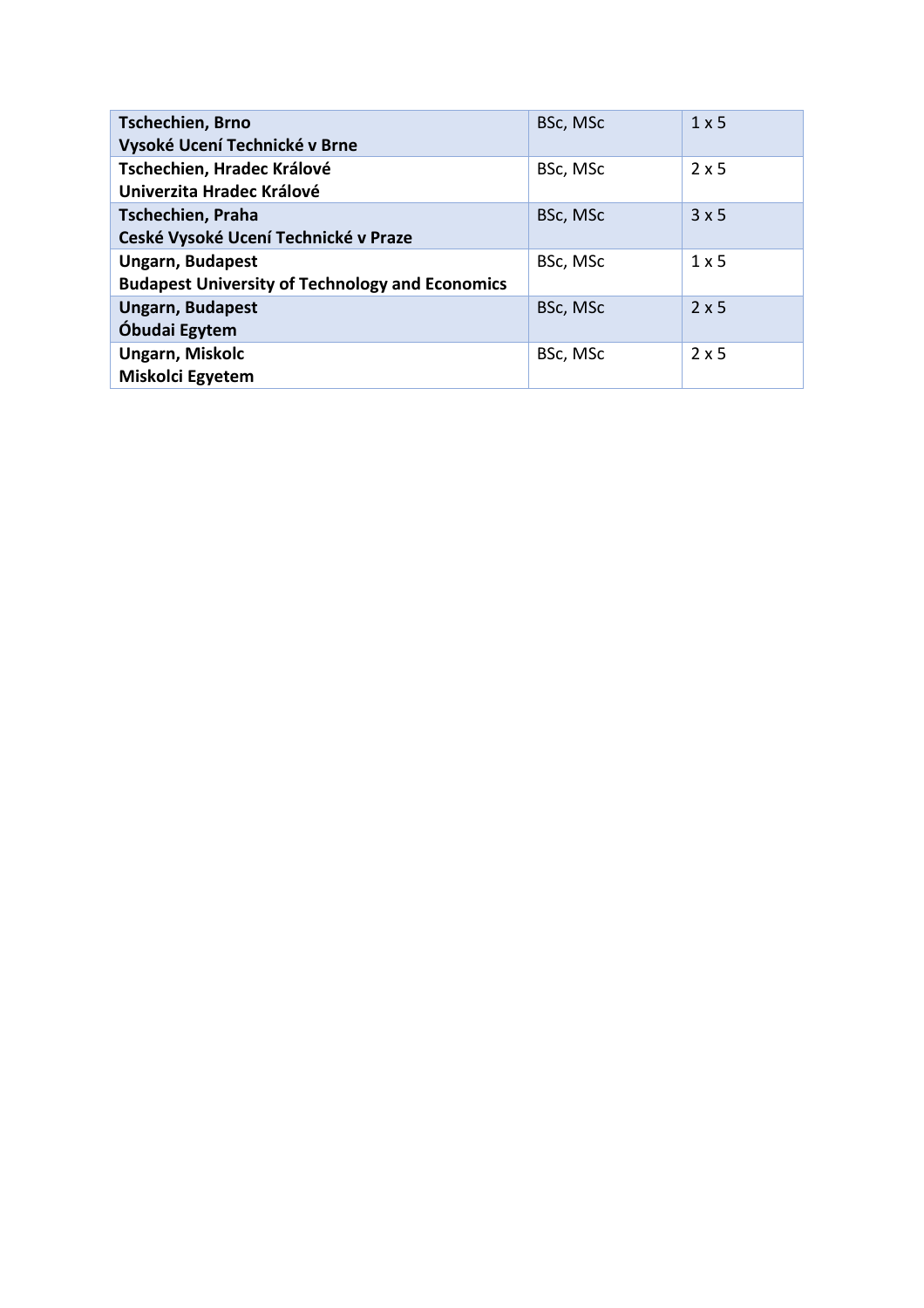| | | |
|---|---|---|
| **Tschechien, Brno**<br>**Vysoké Ucení Technické v Brne** | BSc, MSc | 1 x 5 |
| **Tschechien, Hradec Králové**<br>**Univerzita Hradec Králové** | BSc, MSc | 2 x 5 |
| **Tschechien, Praha**<br>**Ceské Vysoké Ucení Technické v Praze** | BSc, MSc | 3 x 5 |
| **Ungarn, Budapest**<br>**Budapest University of Technology and Economics** | BSc, MSc | 1 x 5 |
| **Ungarn, Budapest**<br>**Óbudai Egytem** | BSc, MSc | 2 x 5 |
| **Ungarn, Miskolc**<br>**Miskolci Egyetem** | BSc, MSc | 2 x 5 |